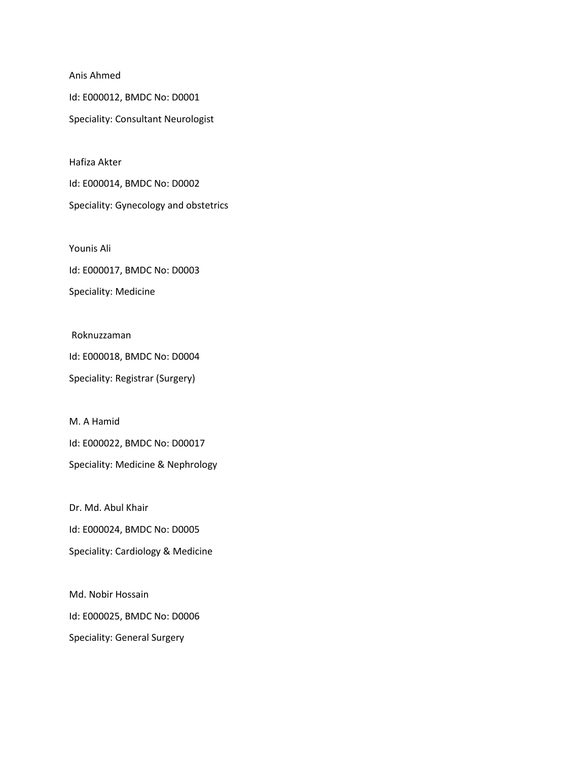Anis Ahmed

Id: E000012, BMDC No: D0001

Speciality: Consultant Neurologist

Hafiza Akter

Id: E000014, BMDC No: D0002

Speciality: Gynecology and obstetrics

Younis Ali

Id: E000017, BMDC No: D0003

Speciality: Medicine

Roknuzzaman

Id: E000018, BMDC No: D0004

Speciality: Registrar (Surgery)

M. A Hamid

Id: E000022, BMDC No: D00017

Speciality: Medicine & Nephrology

Dr. Md. Abul Khair

Id: E000024, BMDC No: D0005

Speciality: Cardiology & Medicine

Md. Nobir Hossain

Id: E000025, BMDC No: D0006

Speciality: General Surgery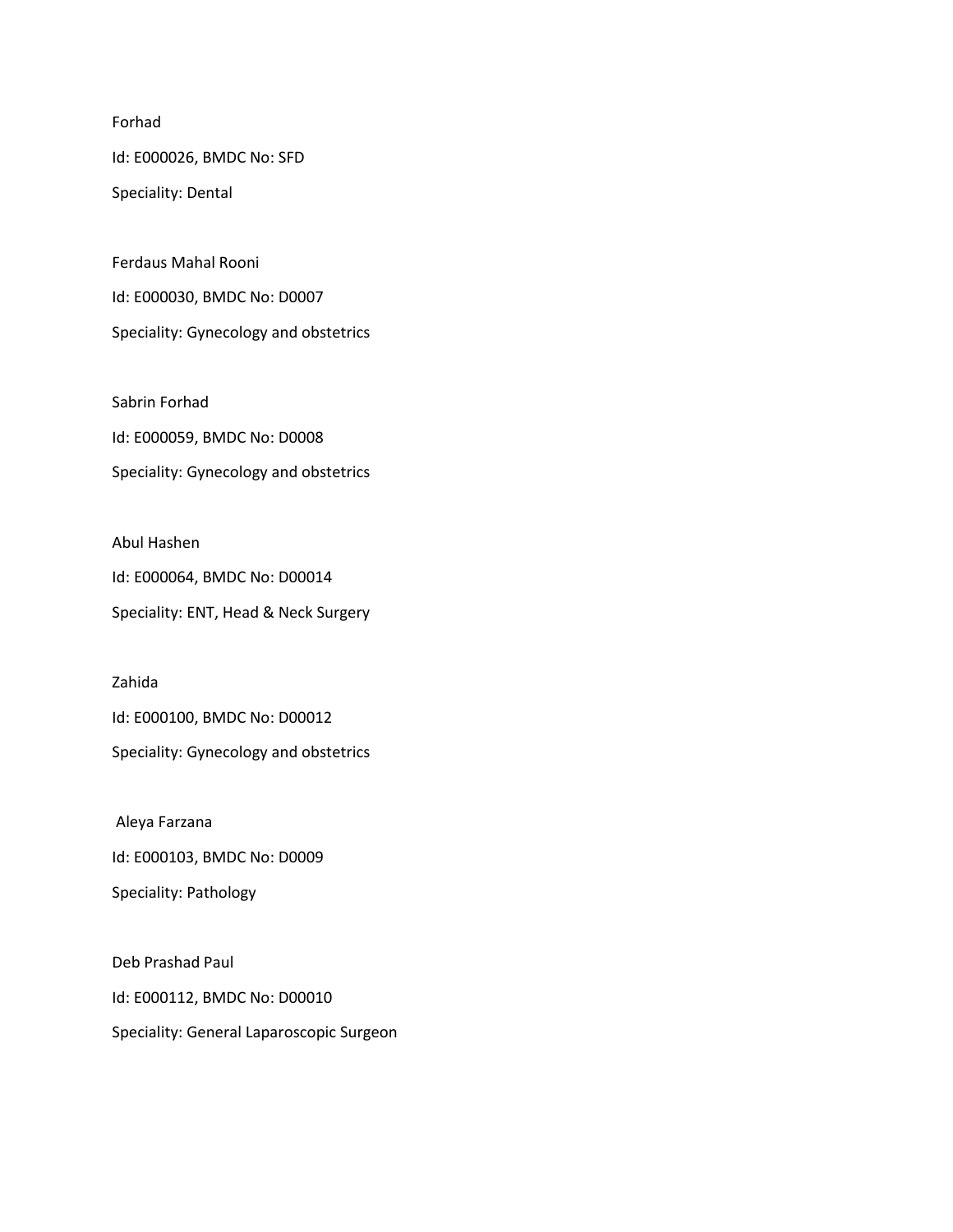Forhad

Id: E000026, BMDC No: SFD

Speciality: Dental

Ferdaus Mahal Rooni

Id: E000030, BMDC No: D0007

Speciality: Gynecology and obstetrics

Sabrin Forhad

Id: E000059, BMDC No: D0008

Speciality: Gynecology and obstetrics

Abul Hashen

Id: E000064, BMDC No: D00014

Speciality: ENT, Head & Neck Surgery

Zahida

Id: E000100, BMDC No: D00012

Speciality: Gynecology and obstetrics

Aleya Farzana

Id: E000103, BMDC No: D0009

Speciality: Pathology

Deb Prashad Paul

Id: E000112, BMDC No: D00010

Speciality: General Laparoscopic Surgeon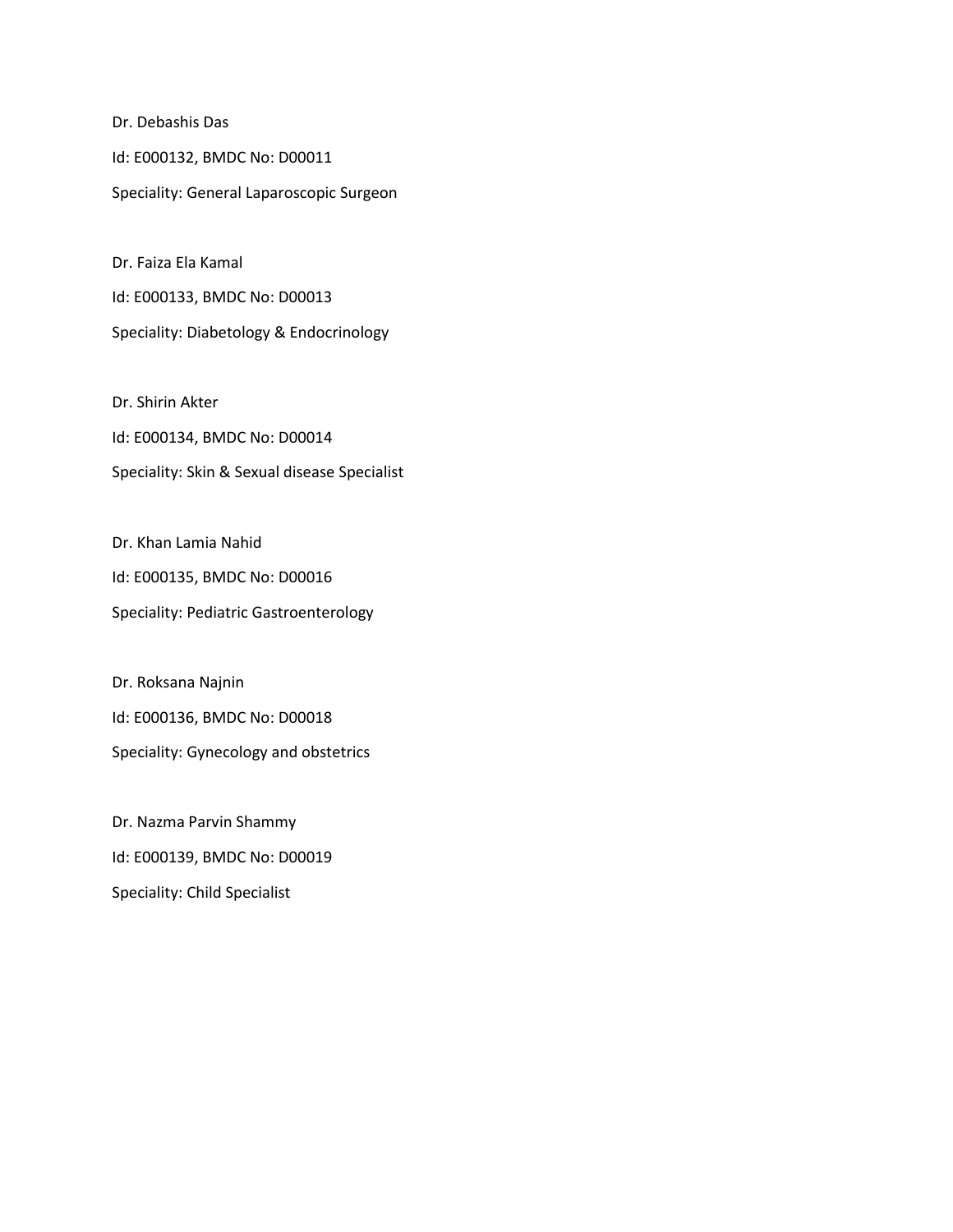Dr. Debashis Das

Id: E000132, BMDC No: D00011

Speciality: General Laparoscopic Surgeon

Dr. Faiza Ela Kamal

Id: E000133, BMDC No: D00013

Speciality: Diabetology & Endocrinology

Dr. Shirin Akter

Id: E000134, BMDC No: D00014

Speciality: Skin & Sexual disease Specialist

Dr. Khan Lamia Nahid

Id: E000135, BMDC No: D00016

Speciality: Pediatric Gastroenterology

Dr. Roksana Najnin

Id: E000136, BMDC No: D00018

Speciality: Gynecology and obstetrics

Dr. Nazma Parvin Shammy

Id: E000139, BMDC No: D00019

Speciality: Child Specialist